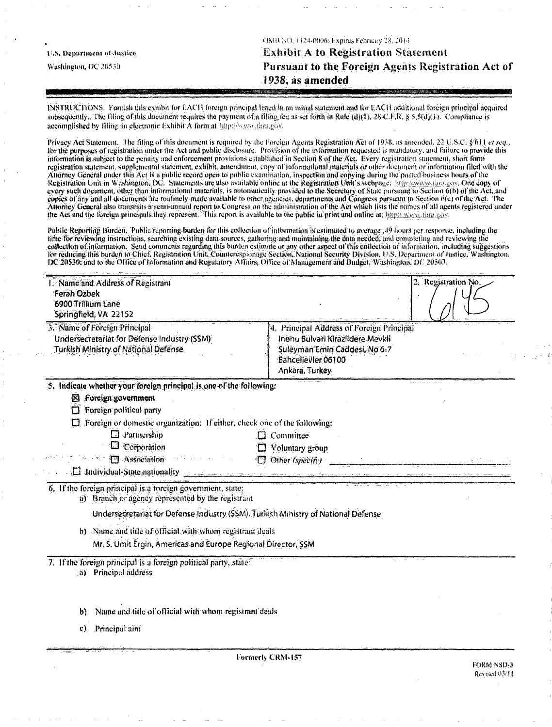U.S. Department of Justice
Washington, DC 20530

OMB NO. 1124-0006; Expires February 28, 2014

# Exhibit A to Registration Statement Pursuant to the Foreign Agents Registration Act of 1938, as amended

INSTRUCTIONS. Furnish this exhibit for EACH foreign principal listed in an initial statement and for EACH additional foreign principal acquired subsequently. The filing of this document requires the payment of a filing fee as set forth in Rule (d)(1), 28 C.F.R. § 5.5(d)(1). Compliance is accomplished by filing an electronic Exhibit A form at http://www.fara.gov.

Privacy Act Statement. The filing of this document is required by the Foreign Agents Registration Act of 1938, as amended, 22 U.S.C. § 611 *et seq.*, for the purposes of registration under the Act and public disclosure. Provision of the information requested is mandatory, and failure to provide this information is subject to the penalty and enforcement provisions established in Section 8 of the Act. Every registration statement, short form registration statement, supplemental statement, exhibit, amendment, copy of informational materials or other document or information filed with the Attorney General under this Act is a public record open to public examination, inspection and copying during the posted business hours of the Registration Unit in Washington, DC. Statements are also available online at the Registration Unit's webpage: http://www.fara.gov. One copy of every such document, other than informational materials, is automatically provided to the Secretary of State pursuant to Section 6(b) of the Act, and copies of any and all documents are routinely made available to other agencies, departments and Congress pursuant to Section 6(c) of the Act. The Attorney General also transmits a semi-annual report to Congress on the administration of the Act which lists the names of all agents registered under the Act and the foreign principals they represent. This report is available to the public in print and online at: http://www.fara.gov.

Public Reporting Burden. Public reporting burden for this collection of information is estimated to average .49 hours per response, including the time for reviewing instructions, searching existing data sources, gathering and maintaining the data needed, and completing and reviewing the collection of information. Send comments regarding this burden estimate or any other aspect of this collection of information, including suggestions for reducing this burden to Chief, Registration Unit, Counterespionage Section, National Security Division, U.S. Department of Justice, Washington, DC 20530; and to the Office of Information and Regulatory Affairs, Office of Management and Budget, Washington, DC 20503.

| 1. Name and Address of Registrant | 2. Registration No. |
|---|---|
| Ferah Ozbek<br>6900 Trillium Lane<br>Springfield, VA 22152 | 6145 |

| 3. Name of Foreign Principal | 4. Principal Address of Foreign Principal |
|---|---|
| Undersecretariat for Defense Industry (SSM)<br>Turkish Ministry of National Defense | Inonu Bulvari Kirazlidere Mevkii<br>Suleyman Emin Caddesi, No 6-7<br>Bahcelievler 06100<br>Ankara, Turkey |

5. Indicate whether your foreign principal is one of the following:

- ☒ Foreign government
- ☐ Foreign political party
- ☐ Foreign or domestic organization: If either, check one of the following:
  - ☐ Partnership
  - ☐ Committee
  - ☐ Corporation
  - ☐ Voluntary group
  - ☐ Association
  - ☐ Other *(specify)*
- ☐ Individual-State nationality

6. If the foreign principal is a foreign government, state:

a) Branch or agency represented by the registrant

Undersecretariat for Defense Industry (SSM), Turkish Ministry of National Defense

b) Name and title of official with whom registrant deals

Mr. S. Umit Ergin, Americas and Europe Regional Director, SSM

7. If the foreign principal is a foreign political party, state:

a) Principal address

b) Name and title of official with whom registrant deals

c) Principal aim

Formerly CRM-157

FORM NSD-3
Revised 03/11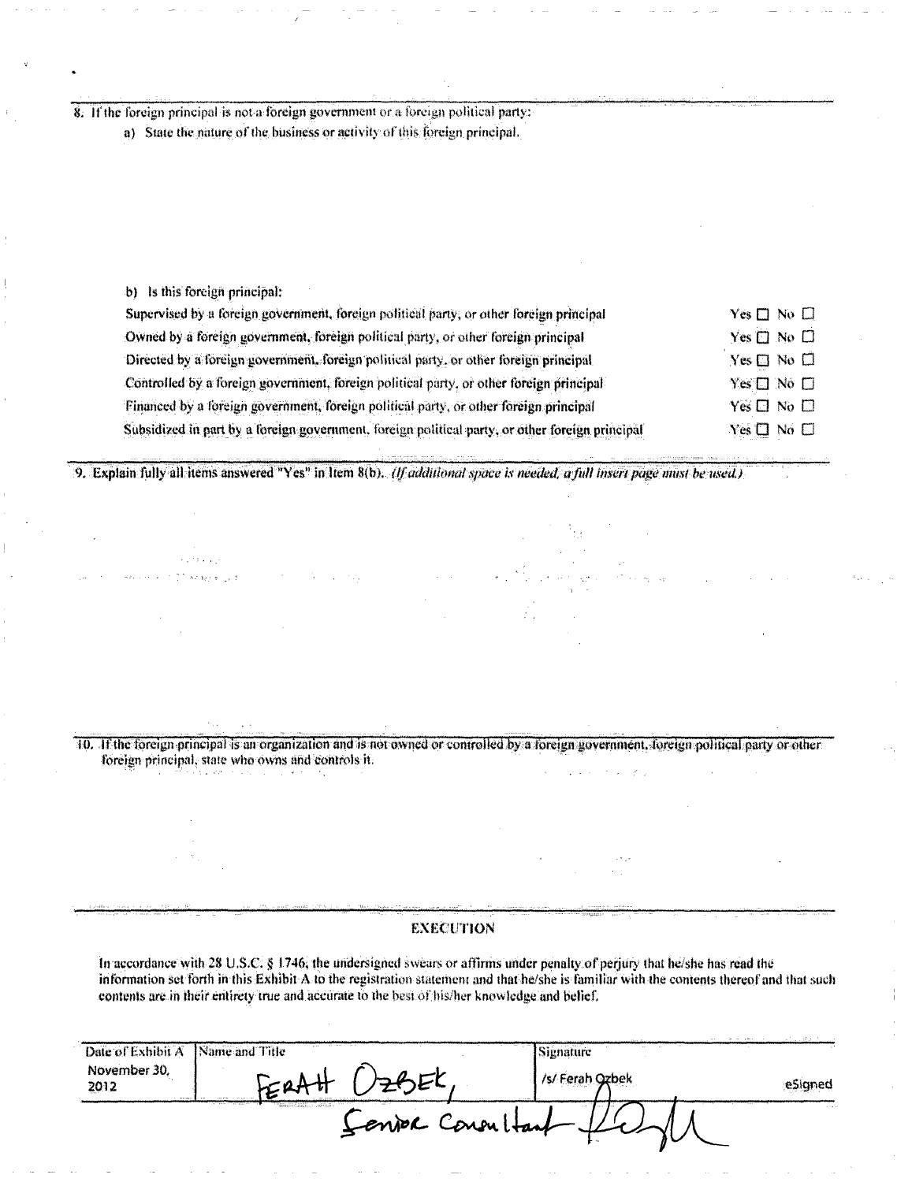8. If the foreign principal is not a foreign government or a foreign political party:

   a) State the nature of the business or activity of this foreign principal.

   b) Is this foreign principal:

| | |
|---|---|
| Supervised by a foreign government, foreign political party, or other foreign principal | Yes ☐ No ☐ |
| Owned by a foreign government, foreign political party, or other foreign principal | Yes ☐ No ☐ |
| Directed by a foreign government, foreign political party, or other foreign principal | Yes ☐ No ☐ |
| Controlled by a foreign government, foreign political party, or other foreign principal | Yes ☐ No ☐ |
| Financed by a foreign government, foreign political party, or other foreign principal | Yes ☐ No ☐ |
| Subsidized in part by a foreign government, foreign political party, or other foreign principal | Yes ☐ No ☐ |

9. Explain fully all items answered "Yes" in Item 8(b). *(If additional space is needed, a full insert page must be used.)*

10. If the foreign principal is an organization and is not owned or controlled by a foreign government, foreign political party or other foreign principal, state who owns and controls it.

## EXECUTION

In accordance with 28 U.S.C. § 1746, the undersigned swears or affirms under penalty of perjury that he/she has read the information set forth in this Exhibit A to the registration statement and that he/she is familiar with the contents thereof and that such contents are in their entirety true and accurate to the best of his/her knowledge and belief.

| Date of Exhibit A | Name and Title | Signature |
|---|---|---|
| November 30, 2012 | FERAH OZBEK, Senior Consultant | /s/ Ferah Ozbek eSigned |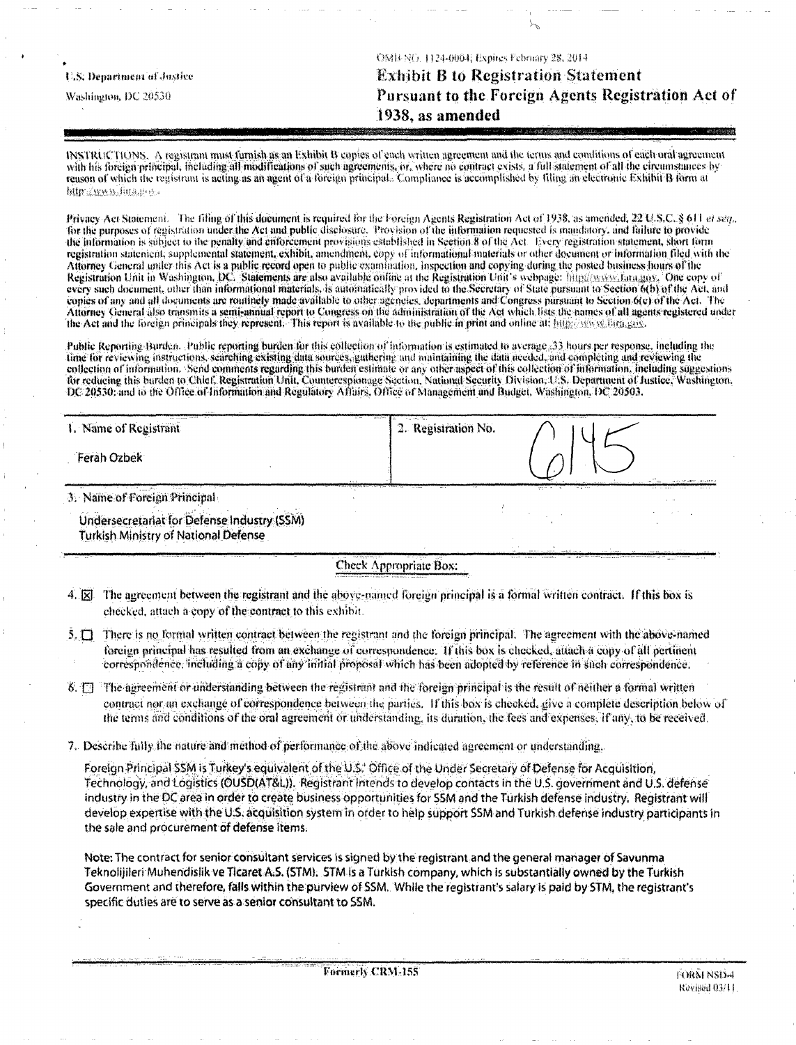U.S. Department of Justice

Washington, DC 20530

OMB NO. 1124-0004; Expires February 28, 2014

# Exhibit B to Registration Statement Pursuant to the Foreign Agents Registration Act of 1938, as amended

INSTRUCTIONS. A registrant must furnish as an Exhibit B copies of each written agreement and the terms and conditions of each oral agreement with his foreign principal, including all modifications of such agreements, or, where no contract exists, a full statement of all the circumstances by reason of which the registrant is acting as an agent of a foreign principal. Compliance is accomplished by filing an electronic Exhibit B form at http://www.fara.gov.

Privacy Act Statement. The filing of this document is required for the Foreign Agents Registration Act of 1938, as amended, 22 U.S.C. § 611 *et seq.*, for the purposes of registration under the Act and public disclosure. Provision of the information requested is mandatory, and failure to provide the information is subject to the penalty and enforcement provisions established in Section 8 of the Act. Every registration statement, short form registration statement, supplemental statement, exhibit, amendment, copy of informational materials or other document or information filed with the Attorney General under this Act is a public record open to public examination, inspection and copying during the posted business hours of the Registration Unit in Washington, DC. Statements are also available online at the Registration Unit's webpage: http://www.fara.gov. One copy of every such document, other than informational materials, is automatically provided to the Secretary of State pursuant to Section 6(b) of the Act, and copies of any and all documents are routinely made available to other agencies, departments and Congress pursuant to Section 6(c) of the Act. The Attorney General also transmits a semi-annual report to Congress on the administration of the Act which lists the names of all agents registered under the Act and the foreign principals they represent. This report is available to the public in print and online at: http://www.fara.gov.

Public Reporting Burden. Public reporting burden for this collection of information is estimated to average .33 hours per response, including the time for reviewing instructions, searching existing data sources, gathering and maintaining the data needed, and completing and reviewing the collection of information. Send comments regarding this burden estimate or any other aspect of this collection of information, including suggestions for reducing this burden to Chief, Registration Unit, Counterespionage Section, National Security Division, U.S. Department of Justice, Washington, DC 20530; and to the Office of Information and Regulatory Affairs, Office of Management and Budget, Washington, DC 20503.

| 1. Name of Registrant | 2. Registration No. |
|---|---|
| Ferah Ozbek | 6145 |

3. Name of Foreign Principal

Undersecretariat for Defense Industry (SSM)
Turkish Ministry of National Defense

Check Appropriate Box:

4. ☒ The agreement between the registrant and the above-named foreign principal is a formal written contract. If this box is checked, attach a copy of the contract to this exhibit.

5. ☐ There is no formal written contract between the registrant and the foreign principal. The agreement with the above-named foreign principal has resulted from an exchange of correspondence. If this box is checked, attach a copy of all pertinent correspondence, including a copy of any initial proposal which has been adopted by reference in such correspondence.

6. ☐ The agreement or understanding between the registrant and the foreign principal is the result of neither a formal written contract nor an exchange of correspondence between the parties. If this box is checked, give a complete description below of the terms and conditions of the oral agreement or understanding, its duration, the fees and expenses, if any, to be received.

7. Describe fully the nature and method of performance of the above indicated agreement or understanding.

Foreign Principal SSM is Turkey's equivalent of the U.S.' Office of the Under Secretary of Defense for Acquisition, Technology, and Logistics (OUSD(AT&L)). Registrant intends to develop contacts in the U.S. government and U.S. defense industry in the DC area in order to create business opportunities for SSM and the Turkish defense industry. Registrant will develop expertise with the U.S. acquisition system in order to help support SSM and Turkish defense industry participants in the sale and procurement of defense items.

Note: The contract for senior consultant services is signed by the registrant and the general manager of Savunma Teknolijileri Muhendislik ve Ticaret A.S. (STM). STM is a Turkish company, which is substantially owned by the Turkish Government and therefore, falls within the purview of SSM. While the registrant's salary is paid by STM, the registrant's specific duties are to serve as a senior consultant to SSM.

Formerly CRM-155

FORM NSD-4
Revised 03/11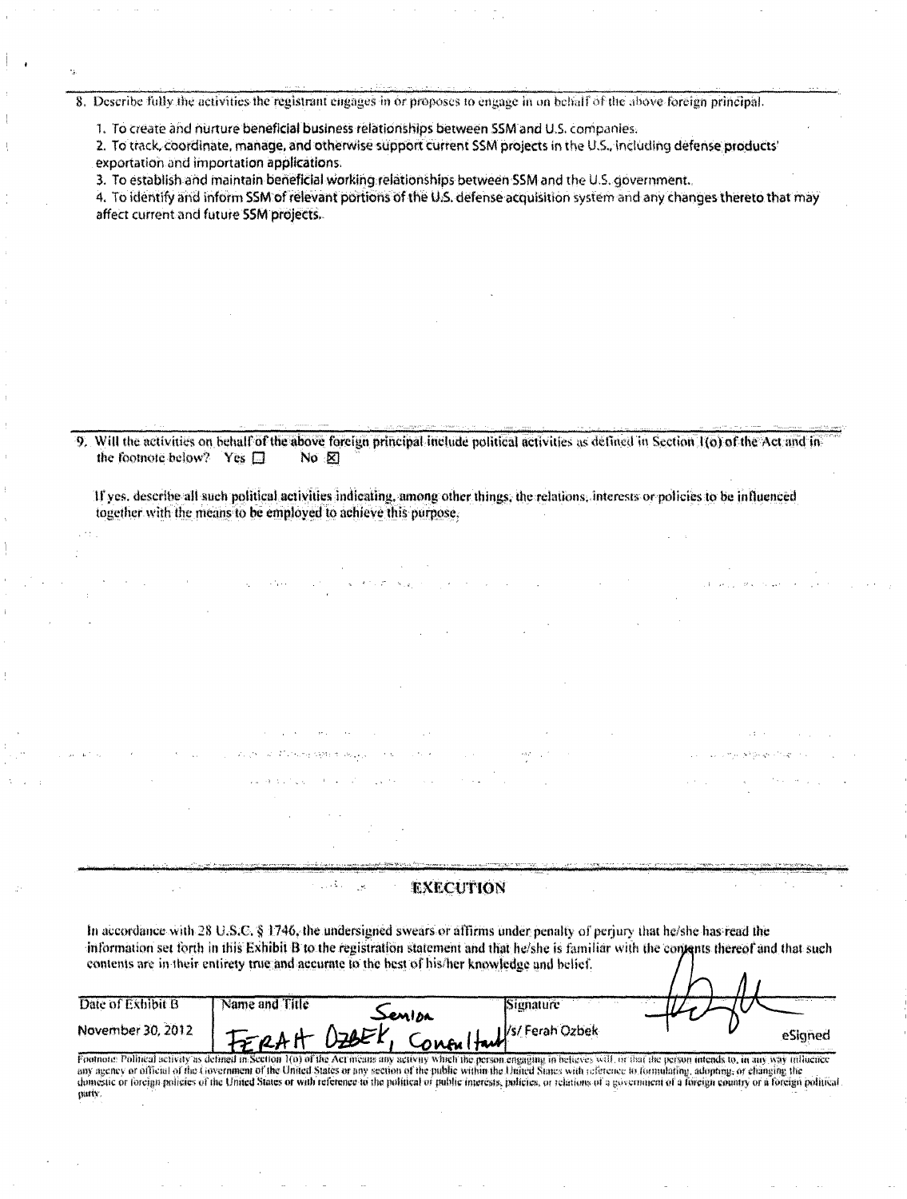8. Describe fully the activities the registrant engages in or proposes to engage in on behalf of the above foreign principal.

   1. To create and nurture beneficial business relationships between SSM and U.S. companies.
   2. To track, coordinate, manage, and otherwise support current SSM projects in the U.S., including defense products' exportation and importation applications.
   3. To establish and maintain beneficial working relationships between SSM and the U.S. government.
   4. To identify and inform SSM of relevant portions of the U.S. defense acquisition system and any changes thereto that may affect current and future SSM projects.

9. Will the activities on behalf of the above foreign principal include political activities as defined in Section 1(o) of the Act and in the footnote below? Yes ☐ No ☒

   If yes, describe all such political activities indicating, among other things, the relations, interests or policies to be influenced together with the means to be employed to achieve this purpose.

## EXECUTION

In accordance with 28 U.S.C. § 1746, the undersigned swears or affirms under penalty of perjury that he/she has read the information set forth in this Exhibit B to the registration statement and that he/she is familiar with the contents thereof and that such contents are in their entirety true and accurate to the best of his/her knowledge and belief.

| Date of Exhibit B | Name and Title | Signature |
|---|---|---|
| November 30, 2012 | FERAH OZBEK, Senior Consultant | /s/ Ferah Ozbek eSigned |

Footnote: Political activity as defined in Section 1(o) of the Act means any activity which the person engaging in believes will, or that the person intends to, in any way influence any agency or official of the Government of the United States or any section of the public within the United States with reference to formulating, adopting, or changing the domestic or foreign policies of the United States or with reference to the political or public interests, policies, or relations of a government of a foreign country or a foreign political party.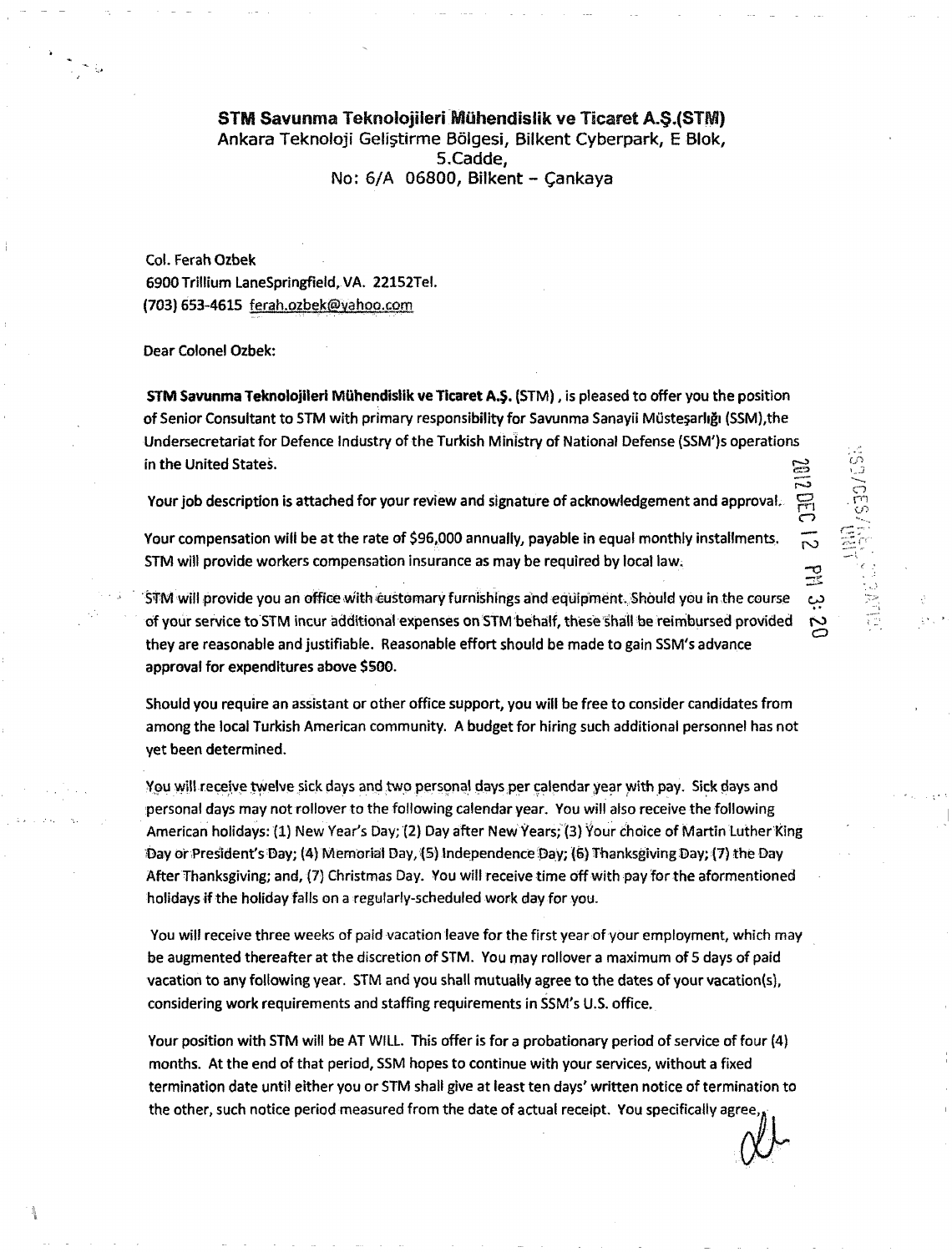**STM Savunma Teknolojileri Mühendislik ve Ticaret A.Ş.(STM)**
Ankara Teknoloji Geliştirme Bölgesi, Bilkent Cyberpark, E Blok,
5.Cadde,
No: 6/A 06800, Bilkent – Çankaya

Col. Ferah Ozbek
6900 Trillium LaneSpringfield, VA. 22152Tel.
(703) 653-4615 ferah.ozbek@yahoo.com

Dear Colonel Ozbek:

**STM Savunma Teknolojileri Mühendislik ve Ticaret A.Ş.** (STM), is pleased to offer you the position of Senior Consultant to STM with primary responsibility for Savunma Sanayii Müsteşarlığı (SSM),the Undersecretariat for Defence Industry of the Turkish Ministry of National Defense (SSM')s operations in the United States.

Your job description is attached for your review and signature of acknowledgement and approval.

Your compensation will be at the rate of $96,000 annually, payable in equal monthly installments. STM will provide workers compensation insurance as may be required by local law.

STM will provide you an office with customary furnishings and equipment. Should you in the course of your service to STM incur additional expenses on STM behalf, these shall be reimbursed provided they are reasonable and justifiable. Reasonable effort should be made to gain SSM's advance approval for expenditures above $500.

Should you require an assistant or other office support, you will be free to consider candidates from among the local Turkish American community. A budget for hiring such additional personnel has not yet been determined.

You will receive twelve sick days and two personal days per calendar year with pay. Sick days and personal days may not rollover to the following calendar year. You will also receive the following American holidays: (1) New Year's Day; (2) Day after New Years; (3) Your choice of Martin Luther King Day or President's Day; (4) Memorial Day, (5) Independence Day; (6) Thanksgiving Day; (7) the Day After Thanksgiving; and, (7) Christmas Day. You will receive time off with pay for the aformentioned holidays if the holiday falls on a regularly-scheduled work day for you.

You will receive three weeks of paid vacation leave for the first year of your employment, which may be augmented thereafter at the discretion of STM. You may rollover a maximum of 5 days of paid vacation to any following year. STM and you shall mutually agree to the dates of your vacation(s), considering work requirements and staffing requirements in SSM's U.S. office.

Your position with STM will be AT WILL. This offer is for a probationary period of service of four (4) months. At the end of that period, SSM hopes to continue with your services, without a fixed termination date until either you or STM shall give at least ten days' written notice of termination to the other, such notice period measured from the date of actual receipt. You specifically agree,

2012 DEC 12 PM 3:20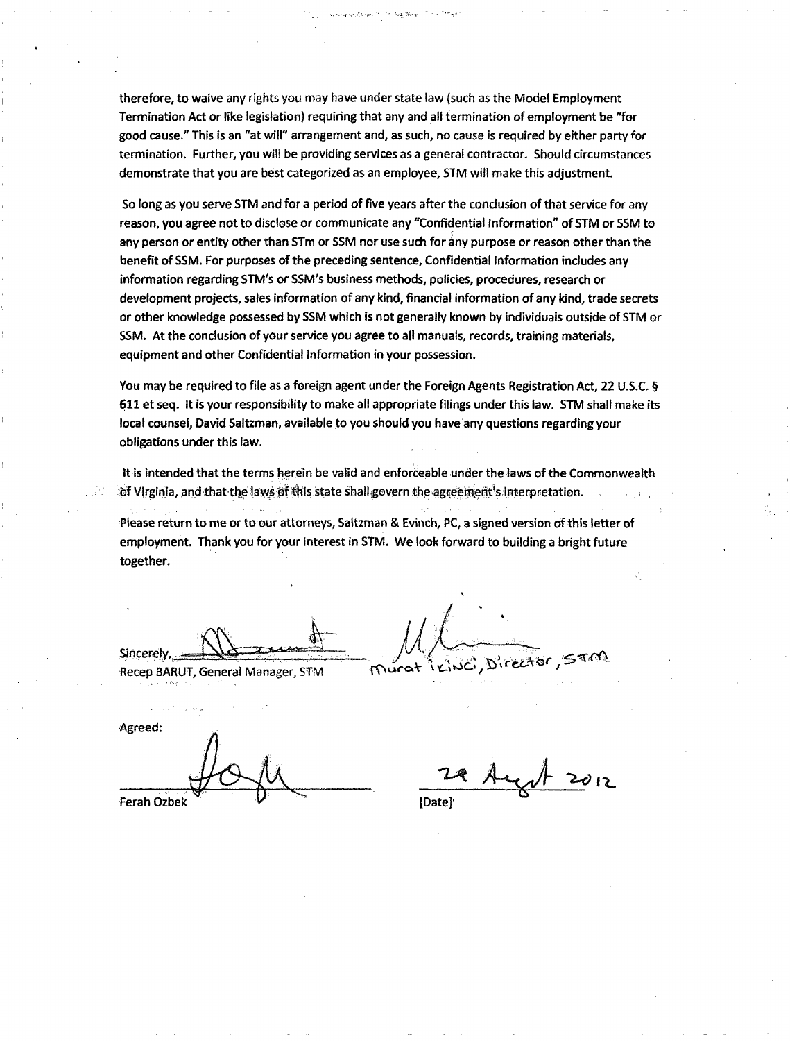therefore, to waive any rights you may have under state law (such as the Model Employment Termination Act or like legislation) requiring that any and all termination of employment be "for good cause." This is an "at will" arrangement and, as such, no cause is required by either party for termination. Further, you will be providing services as a general contractor. Should circumstances demonstrate that you are best categorized as an employee, STM will make this adjustment.

So long as you serve STM and for a period of five years after the conclusion of that service for any reason, you agree not to disclose or communicate any "Confidential Information" of STM or SSM to any person or entity other than STm or SSM nor use such for any purpose or reason other than the benefit of SSM. For purposes of the preceding sentence, Confidential Information includes any information regarding STM's or SSM's business methods, policies, procedures, research or development projects, sales information of any kind, financial information of any kind, trade secrets or other knowledge possessed by SSM which is not generally known by individuals outside of STM or SSM. At the conclusion of your service you agree to all manuals, records, training materials, equipment and other Confidential Information in your possession.

You may be required to file as a foreign agent under the Foreign Agents Registration Act, 22 U.S.C. § 611 et seq. It is your responsibility to make all appropriate filings under this law. STM shall make its local counsel, David Saltzman, available to you should you have any questions regarding your obligations under this law.

It is intended that the terms herein be valid and enforceable under the laws of the Commonwealth of Virginia, and that the laws of this state shall govern the agreement's interpretation.

Please return to me or to our attorneys, Saltzman & Evinch, PC, a signed version of this letter of employment. Thank you for your interest in STM. We look forward to building a bright future together.

Sincerely,

Recep BARUT, General Manager, STM

Murat Ikinci, Director, STM

Agreed:

Ferah Ozbek

29 Augt 2012

[Date]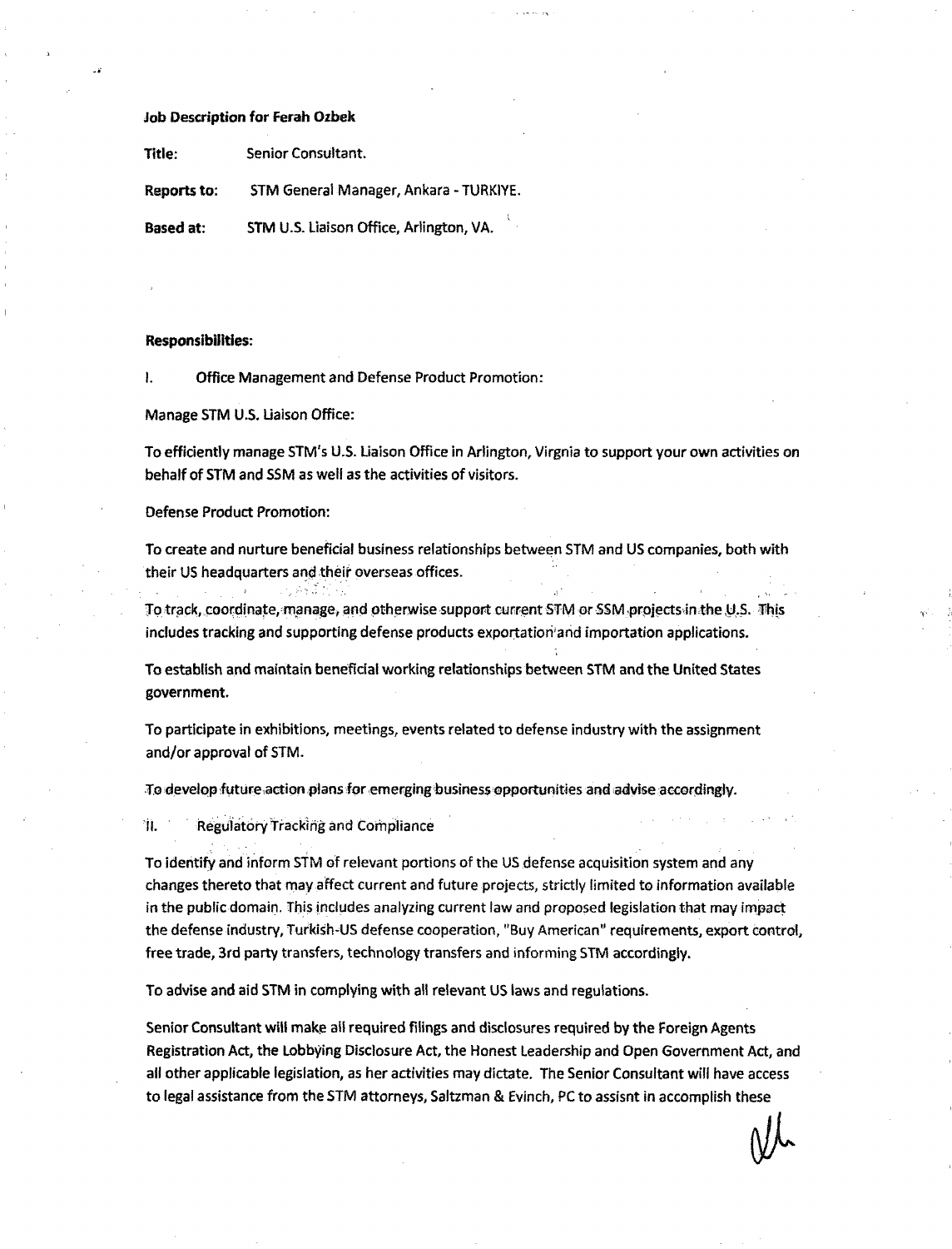**Job Description for Ferah Ozbek**

**Title:** Senior Consultant.

**Reports to:** STM General Manager, Ankara - TURKIYE.

**Based at:** STM U.S. Liaison Office, Arlington, VA.

**Responsibilities:**

I. Office Management and Defense Product Promotion:

Manage STM U.S. Liaison Office:

To efficiently manage STM's U.S. Liaison Office in Arlington, Virgnia to support your own activities on behalf of STM and SSM as well as the activities of visitors.

Defense Product Promotion:

To create and nurture beneficial business relationships between STM and US companies, both with their US headquarters and their overseas offices.

To track, coordinate, manage, and otherwise support current STM or SSM projects in the U.S. This includes tracking and supporting defense products exportation and importation applications.

To establish and maintain beneficial working relationships between STM and the United States government.

To participate in exhibitions, meetings, events related to defense industry with the assignment and/or approval of STM.

To develop future action plans for emerging business opportunities and advise accordingly.

II. Regulatory Tracking and Compliance

To identify and inform STM of relevant portions of the US defense acquisition system and any changes thereto that may affect current and future projects, strictly limited to information available in the public domain. This includes analyzing current law and proposed legislation that may impact the defense industry, Turkish-US defense cooperation, "Buy American" requirements, export control, free trade, 3rd party transfers, technology transfers and informing STM accordingly.

To advise and aid STM in complying with all relevant US laws and regulations.

Senior Consultant will make all required filings and disclosures required by the Foreign Agents Registration Act, the Lobbying Disclosure Act, the Honest Leadership and Open Government Act, and all other applicable legislation, as her activities may dictate. The Senior Consultant will have access to legal assistance from the STM attorneys, Saltzman & Evinch, PC to assisnt in accomplish these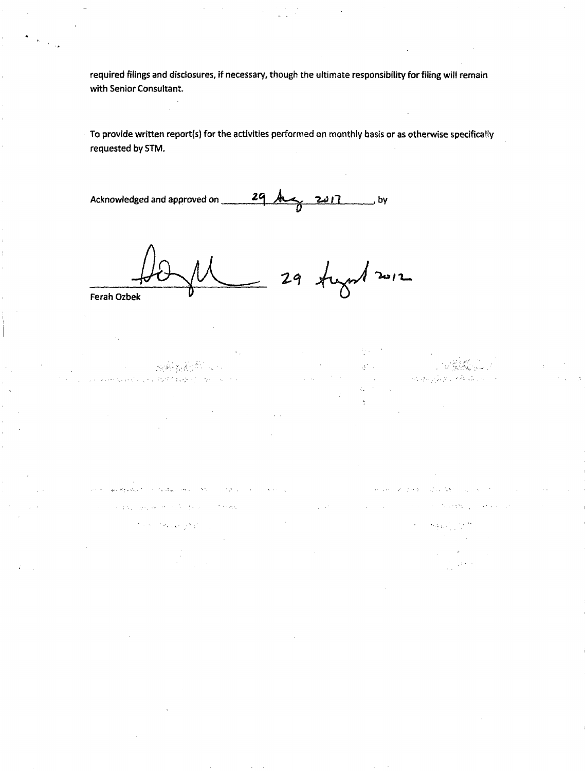required filings and disclosures, if necessary, though the ultimate responsibility for filing will remain with Senior Consultant.

To provide written report(s) for the activities performed on monthly basis or as otherwise specifically requested by STM.

Acknowledged and approved on 29 Aug 2012, by

29 August 2012

Ferah Ozbek